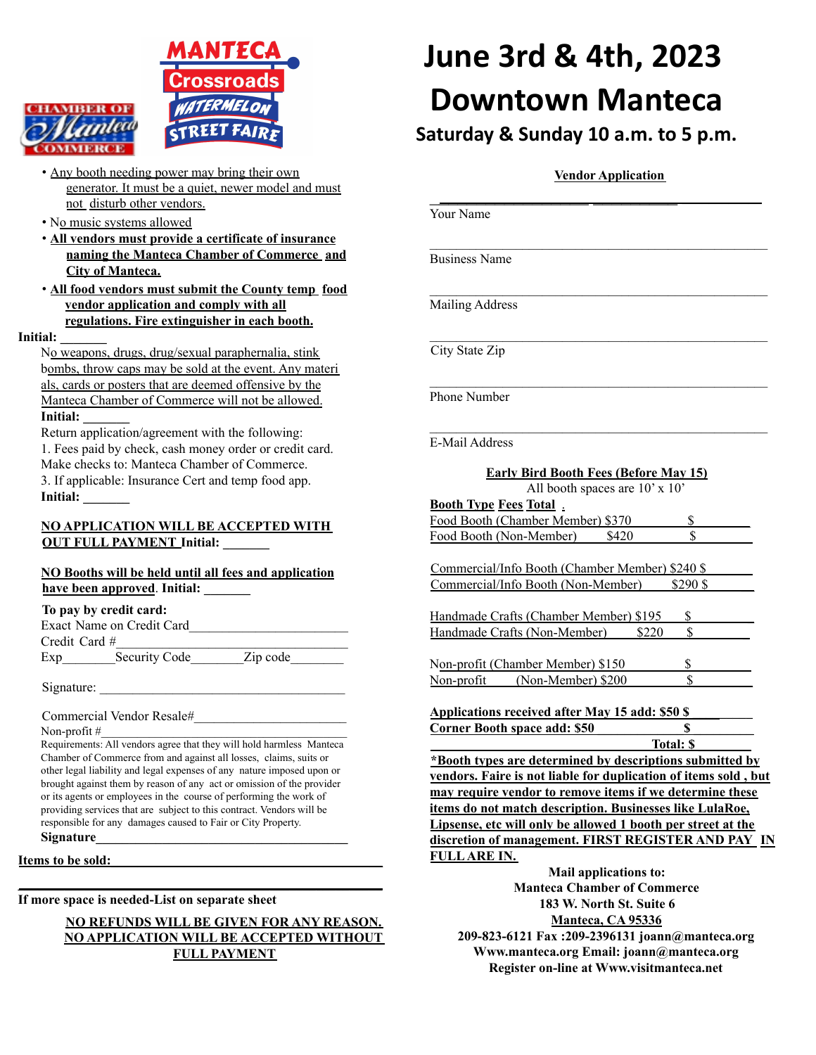CHAMBER OF Manteca COMMERCE

MANTECA Crossroads WATERMELON STREET FAIRE

# June 3rd & 4th, 2023
# Downtown Manteca
## Saturday & Sunday 10 a.m. to 5 p.m.

- Any booth needing power may bring their own generator. It must be a quiet, newer model and must not disturb other vendors.
- No music systems allowed
- **All vendors must provide a certificate of insurance naming the Manteca Chamber of Commerce and City of Manteca.**
- **All food vendors must submit the County temp food vendor application and comply with all regulations. Fire extinguisher in each booth.**

**Initial:** _______

No weapons, drugs, drug/sexual paraphernalia, stink bombs, throw caps may be sold at the event. Any materials, cards or posters that are deemed offensive by the Manteca Chamber of Commerce will not be allowed.

**Initial:** _______

Return application/agreement with the following:
1. Fees paid by check, cash money order or credit card. Make checks to: Manteca Chamber of Commerce.
3. If applicable: Insurance Cert and temp food app.

**Initial:** _______

**NO APPLICATION WILL BE ACCEPTED WITH OUT FULL PAYMENT Initial:** _______

**NO Booths will be held until all fees and application have been approved. Initial:** _______

**To pay by credit card:**

Exact Name on Credit Card________________________

Credit Card #__________________________________

Exp________Security Code________Zip code________

Signature: ____________________________________

Commercial Vendor Resale#______________________

Non-profit #___________________________________

Requirements: All vendors agree that they will hold harmless Manteca Chamber of Commerce from and against all losses, claims, suits or other legal liability and legal expenses of any nature imposed upon or brought against them by reason of any act or omission of the provider or its agents or employees in the course of performing the work of providing services that are subject to this contract. Vendors will be responsible for any damages caused to Fair or City Property.

**Signature**____________________________________

**Items to be sold:** ____________________________________

____________________________________

**If more space is needed-List on separate sheet**

**NO REFUNDS WILL BE GIVEN FOR ANY REASON. NO APPLICATION WILL BE ACCEPTED WITHOUT FULL PAYMENT**

**Vendor Application**

____________________________________
Your Name

____________________________________
Business Name

____________________________________
Mailing Address

____________________________________
City State Zip

____________________________________
Phone Number

____________________________________
E-Mail Address

**Early Bird Booth Fees (Before May 15)**

All booth spaces are 10' x 10'

| Booth Type | Fees | Total |
|---|---|---|
| Food Booth (Chamber Member) | $370 | $ |
| Food Booth (Non-Member) | $420 | $ |
| Commercial/Info Booth (Chamber Member) | $240 | $ |
| Commercial/Info Booth (Non-Member) | $290 | $ |
| Handmade Crafts (Chamber Member) | $195 | $ |
| Handmade Crafts (Non-Member) | $220 | $ |
| Non-profit (Chamber Member) | $150 | $ |
| Non-profit (Non-Member) | $200 | $ |
| **Applications received after May 15 add:** | **$50** | **$** |
| **Corner Booth space add:** | **$50** | **$** |
| | **Total:** | **$** |

**\*Booth types are determined by descriptions submitted by vendors. Faire is not liable for duplication of items sold , but may require vendor to remove items if we determine these items do not match description. Businesses like LulaRoe, Lipsense, etc will only be allowed 1 booth per street at the discretion of management. FIRST REGISTER AND PAY IN FULL ARE IN.**

**Mail applications to:**
**Manteca Chamber of Commerce**
**183 W. North St. Suite 6**
**Manteca, CA 95336**
**209-823-6121 Fax :209-2396131 joann@manteca.org**
**Www.manteca.org Email: joann@manteca.org**
**Register on-line at Www.visitmanteca.net**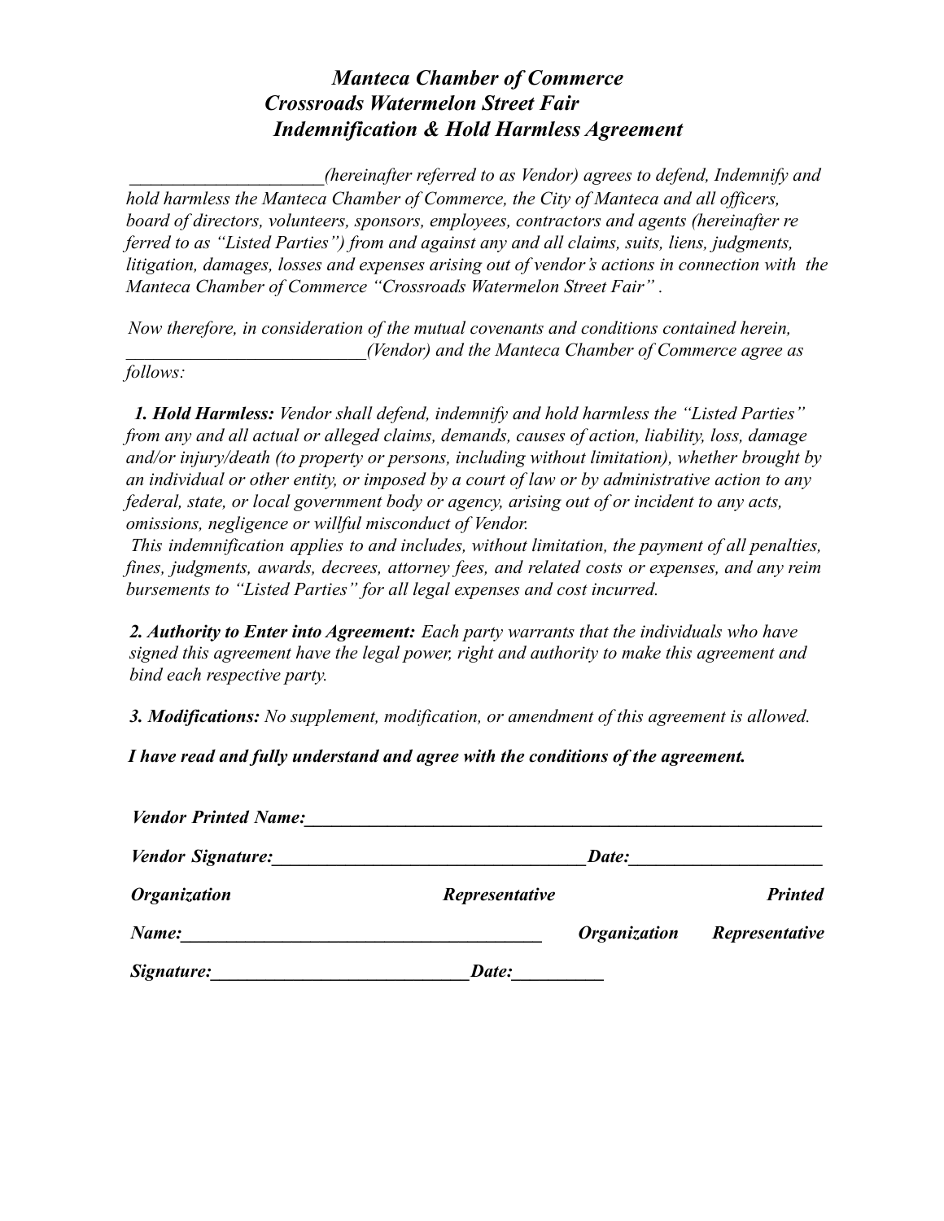# *Manteca Chamber of Commerce*
## *Crossroads Watermelon Street Fair*
## *Indemnification & Hold Harmless Agreement*

*_____________________(hereinafter referred to as Vendor) agrees to defend, Indemnify and hold harmless the Manteca Chamber of Commerce, the City of Manteca and all officers, board of directors, volunteers, sponsors, employees, contractors and agents (hereinafter re ferred to as "Listed Parties") from and against any and all claims, suits, liens, judgments, litigation, damages, losses and expenses arising out of vendor's actions in connection with the Manteca Chamber of Commerce "Crossroads Watermelon Street Fair" .*

*Now therefore, in consideration of the mutual covenants and conditions contained herein, __________________________(Vendor) and the Manteca Chamber of Commerce agree as follows:*

***1. Hold Harmless:*** *Vendor shall defend, indemnify and hold harmless the "Listed Parties" from any and all actual or alleged claims, demands, causes of action, liability, loss, damage and/or injury/death (to property or persons, including without limitation), whether brought by an individual or other entity, or imposed by a court of law or by administrative action to any federal, state, or local government body or agency, arising out of or incident to any acts, omissions, negligence or willful misconduct of Vendor.*
*This indemnification applies to and includes, without limitation, the payment of all penalties, fines, judgments, awards, decrees, attorney fees, and related costs or expenses, and any reim bursements to "Listed Parties" for all legal expenses and cost incurred.*

***2. Authority to Enter into Agreement:*** *Each party warrants that the individuals who have signed this agreement have the legal power, right and authority to make this agreement and bind each respective party.*

***3. Modifications:*** *No supplement, modification, or amendment of this agreement is allowed.*

***I have read and fully understand and agree with the conditions of the agreement.***

***Vendor Printed Name:_____________________________________________________________***

***Vendor Signature:___________________________________Date:_____________________***

***Organization Representative Printed Name:_________________________________________ Organization Representative Signature:____________________________Date:__________***